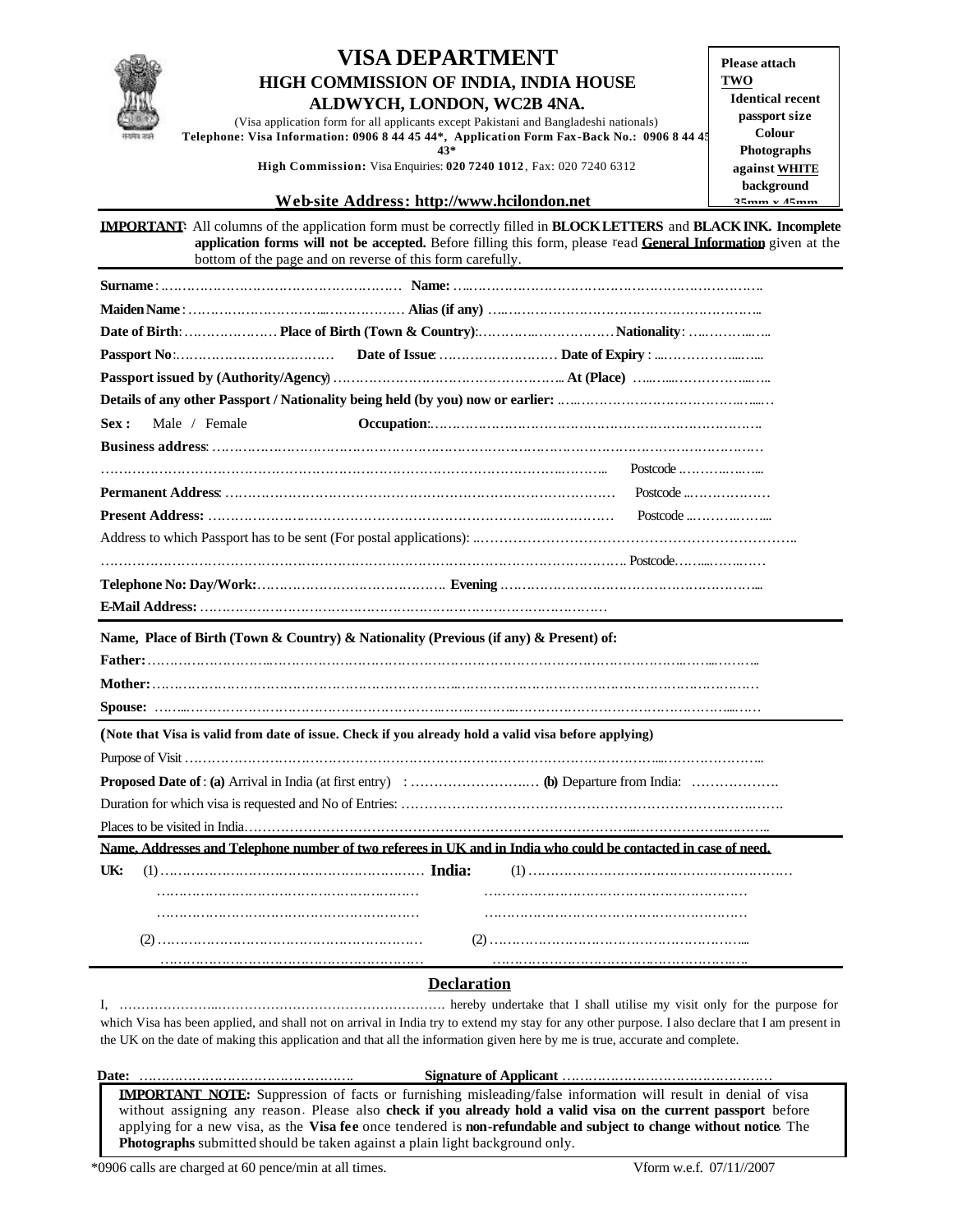# VISA DEPARTMENT

## HIGH COMMISSION OF INDIA, INDIA HOUSE
## ALDWYCH, LONDON, WC2B 4NA.

(Visa application form for all applicants except Pakistani and Bangladeshi nationals)

**Telephone: Visa Information: 0906 8 44 45 44*, Application Form Fax-Back No.: 0906 8 44 45 43***

**High Commission:** Visa Enquiries: **020 7240 1012**, Fax: 020 7240 6312

**Web-site Address: http://www.hcilondon.net**

**Please attach TWO Identical recent passport size Colour Photographs against WHITE background 35mm x 45mm**

**IMPORTANT:** All columns of the application form must be correctly filled in **BLOCK LETTERS** and **BLACK INK. Incomplete application forms will not be accepted.** Before filling this form, please read **General Information** given at the bottom of the page and on reverse of this form carefully.

**Surname**: ……………………………………………… **Name:** ……………………………………………………………

**Maiden Name**: ………………………………………… **Alias (if any)** ……………………………………………………

**Date of Birth**: ………………… **Place of Birth (Town & Country)**: ………………………… **Nationality**: ……………

**Passport No**: ……………………………… **Date of Issue**: ……………………… **Date of Expiry**: ………………

**Passport issued by (Authority/Agency)** ……………………………………………… **At (Place)** ……………………

**Details of any other Passport / Nationality being held (by you) now or earlier:** ……………………………………

**Sex :** Male / Female **Occupation**: ………………………………………………………………

**Business address**: ………………………………………………………………………………………………………

……………………………………………………………………………………………… Postcode ……………

**Permanent Address**: ……………………………………………………………………… Postcode ………………

**Present Address:** ……………………………………………………………………………… Postcode ……………

Address to which Passport has to be sent (For postal applications): ……………………………………………………

……………………………………………………………………………………………… Postcode………………

**Telephone No: Day/Work:** …………………………………… **Evening** ………………………………………………

**E-Mail Address:** ……………………………………………………………………………

**Name, Place of Birth (Town & Country) & Nationality (Previous (if any) & Present) of:**

**Father:** ………………………………………………………………………………………………………………

**Mother:** ………………………………………………………………………………………………………………

**Spouse:** ………………………………………………………………………………………………………………

**(Note that Visa is valid from date of issue. Check if you already hold a valid visa before applying)**

Purpose of Visit ……………………………………………………………………………………………………………

**Proposed Date of** : **(a)** Arrival in India (at first entry) : ……………………… **(b)** Departure from India: ………………

Duration for which visa is requested and No of Entries: ……………………………………………………………………

Places to be visited in India………………………………………………………………………………………………

**Name, Addresses and Telephone number of two referees in UK and in India who could be contacted in case of need.**

**UK:** (1) …………………………………………………… **India:** (1) ……………………………………………………

……………………………………………………  ……………………………………………………

……………………………………………………  ……………………………………………………

(2) ……………………………………………………  (2) ……………………………………………………

……………………………………………………  ……………………………………………………

## Declaration

I, ……………………………………………………………… hereby undertake that I shall utilise my visit only for the purpose for which Visa has been applied, and shall not on arrival in India try to extend my stay for any other purpose. I also declare that I am present in the UK on the date of making this application and that all the information given here by me is true, accurate and complete.

**Date:** ………………………………………… **Signature of Applicant** ………………………………………

**IMPORTANT NOTE:** Suppression of facts or furnishing misleading/false information will result in denial of visa without assigning any reason. Please also **check if you already hold a valid visa on the current passport** before applying for a new visa, as the **Visa fee** once tendered is **non-refundable and subject to change without notice**. The **Photographs** submitted should be taken against a plain light background only.

*0906 calls are charged at 60 pence/min at all times.

Vform w.e.f. 07/11//2007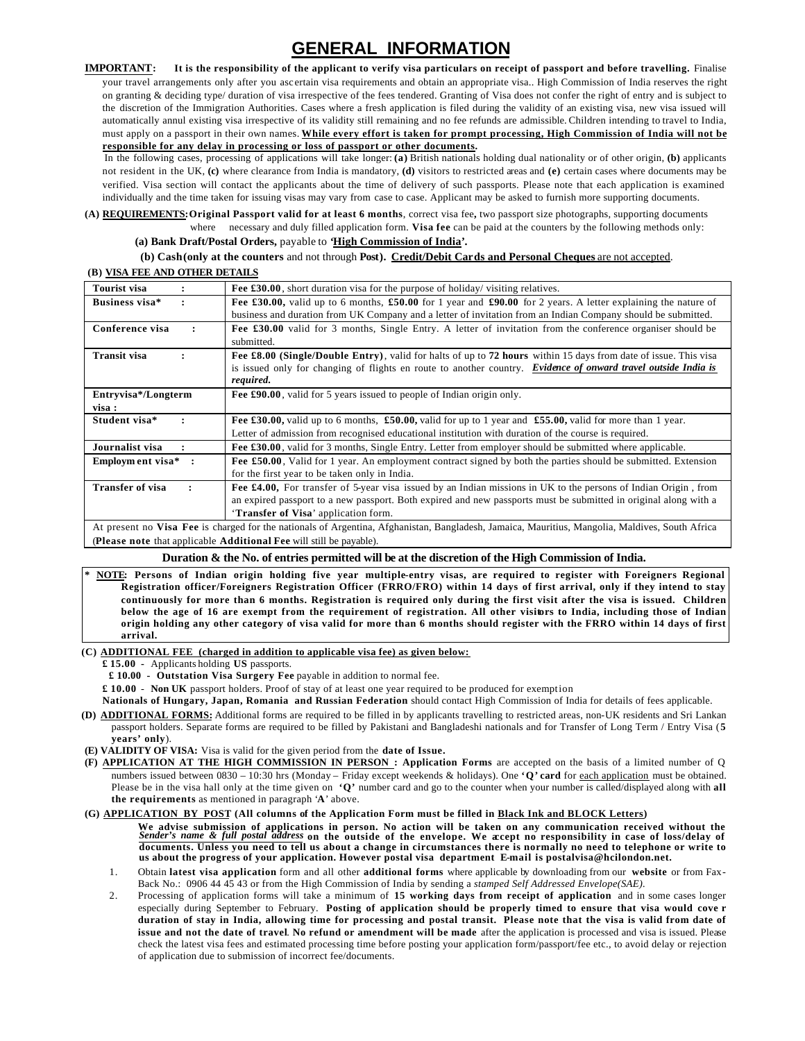# GENERAL INFORMATION

**IMPORTANT: It is the responsibility of the applicant to verify visa particulars on receipt of passport and before travelling.** Finalise your travel arrangements only after you ascertain visa requirements and obtain an appropriate visa.. High Commission of India reserves the right on granting & deciding type/ duration of visa irrespective of the fees tendered. Granting of Visa does not confer the right of entry and is subject to the discretion of the Immigration Authorities. Cases where a fresh application is filed during the validity of an existing visa, new visa issued will automatically annul existing visa irrespective of its validity still remaining and no fee refunds are admissible. Children intending to travel to India, must apply on a passport in their own names. **While every effort is taken for prompt processing, High Commission of India will not be responsible for any delay in processing or loss of passport or other documents.**

In the following cases, processing of applications will take longer: **(a)** British nationals holding dual nationality or of other origin, **(b)** applicants not resident in the UK, **(c)** where clearance from India is mandatory, **(d)** visitors to restricted areas and **(e)** certain cases where documents may be verified. Visa section will contact the applicants about the time of delivery of such passports. Please note that each application is examined individually and the time taken for issuing visas may vary from case to case. Applicant may be asked to furnish more supporting documents.

**(A) REQUIREMENTS: Original Passport valid for at least 6 months**, correct visa fee**,** two passport size photographs, supporting documents where necessary and duly filled application form. **Visa fee** can be paid at the counters by the following methods only:

**(a) Bank Draft/Postal Orders,** payable to **'High Commission of India'.**

**(b) Cash (only at the counters** and not through **Post). Credit/Debit Cards and Personal Cheques** are not accepted.

**(B) VISA FEE AND OTHER DETAILS**

| | |
|---|---|
| **Tourist visa :** | **Fee £30.00**, short duration visa for the purpose of holiday/ visiting relatives. |
| **Business visa\* :** | **Fee £30.00,** valid up to 6 months, **£50.00** for 1 year and **£90.00** for 2 years. A letter explaining the nature of business and duration from UK Company and a letter of invitation from an Indian Company should be submitted. |
| **Conference visa :** | **Fee £30.00** valid for 3 months, Single Entry. A letter of invitation from the conference organiser should be submitted. |
| **Transit visa :** | **Fee £8.00 (Single/Double Entry)**, valid for halts of up to **72 hours** within 15 days from date of issue. This visa is issued only for changing of flights en route to another country. ***Evidence of onward travel outside India is required.*** |
| **Entryvisa\*/Longterm visa :** | **Fee £90.00**, valid for 5 years issued to people of Indian origin only. |
| **Student visa\* :** | **Fee £30.00,** valid up to 6 months, **£50.00,** valid for up to 1 year and **£55.00,** valid for more than 1 year. Letter of admission from recognised educational institution with duration of the course is required. |
| **Journalist visa :** | **Fee £30.00**, valid for 3 months, Single Entry. Letter from employer should be submitted where applicable. |
| **Employment visa\* :** | **Fee £50.00**, Valid for 1 year. An employment contract signed by both the parties should be submitted. Extension for the first year to be taken only in India. |
| **Transfer of visa :** | **Fee £4.00,** For transfer of 5-year visa issued by an Indian missions in UK to the persons of Indian Origin , from an expired passport to a new passport. Both expired and new passports must be submitted in original along with a '**Transfer of Visa**' application form. |
| At present no **Visa Fee** is charged for the nationals of Argentina, Afghanistan, Bangladesh, Jamaica, Mauritius, Mangolia, Maldives, South Africa (**Please note** that applicable **Additional Fee** will still be payable). | |

**Duration & the No. of entries permitted will be at the discretion of the High Commission of India.**

\* **NOTE: Persons of Indian origin holding five year multiple-entry visas, are required to register with Foreigners Regional Registration officer/Foreigners Registration Officer (FRRO/FRO) within 14 days of first arrival, only if they intend to stay continuously for more than 6 months. Registration is required only during the first visit after the visa is issued. Children below the age of 16 are exempt from the requirement of registration. All other visitors to India, including those of Indian origin holding any other category of visa valid for more than 6 months should register with the FRRO within 14 days of first arrival.**

**(C) ADDITIONAL FEE (charged in addition to applicable visa fee) as given below:**

**£ 15.00** - Applicants holding **US** passports.

**£ 10.00 - Outstation Visa Surgery Fee** payable in addition to normal fee.

**£ 10.00** - **Non UK** passport holders. Proof of stay of at least one year required to be produced for exemption

**Nationals of Hungary, Japan, Romania and Russian Federation** should contact High Commission of India for details of fees applicable.

**(D) ADDITIONAL FORMS:** Additional forms are required to be filled in by applicants travelling to restricted areas, non-UK residents and Sri Lankan passport holders. Separate forms are required to be filled by Pakistani and Bangladeshi nationals and for Transfer of Long Term / Entry Visa (**5 years' only**).

**(E) VALIDITY OF VISA:** Visa is valid for the given period from the **date of Issue.**

**(F) APPLICATION AT THE HIGH COMMISSION IN PERSON : Application Forms** are accepted on the basis of a limited number of Q numbers issued between 0830 – 10:30 hrs (Monday – Friday except weekends & holidays). One **'Q' card** for each application must be obtained. Please be in the visa hall only at the time given on **'Q'** number card and go to the counter when your number is called/displayed along with **all the requirements** as mentioned in paragraph '**A**' above.

**(G) APPLICATION BY POST (All columns of the Application Form must be filled in Black Ink and BLOCK Letters)**

**We advise submission of applications in person. No action will be taken on any communication received without the *Sender's name & full postal address* on the outside of the envelope. We accept no responsibility in case of loss/delay of documents. Unless you need to tell us about a change in circumstances there is normally no need to telephone or write to us about the progress of your application. However postal visa department E-mail is postalvisa@hcilondon.net.**

1. Obtain **latest visa application** form and all other **additional forms** where applicable by downloading from our **website** or from Fax-Back No.: 0906 44 45 43 or from the High Commission of India by sending a *stamped Self Addressed Envelope(SAE).*
2. Processing of application forms will take a minimum of **15 working days from receipt of application** and in some cases longer especially during September to February. **Posting of application should be properly timed to ensure that visa would cover duration of stay in India, allowing time for processing and postal transit. Please note that the visa is valid from date of issue and not the date of travel**. **No refund or amendment will be made** after the application is processed and visa is issued. Please check the latest visa fees and estimated processing time before posting your application form/passport/fee etc., to avoid delay or rejection of application due to submission of incorrect fee/documents.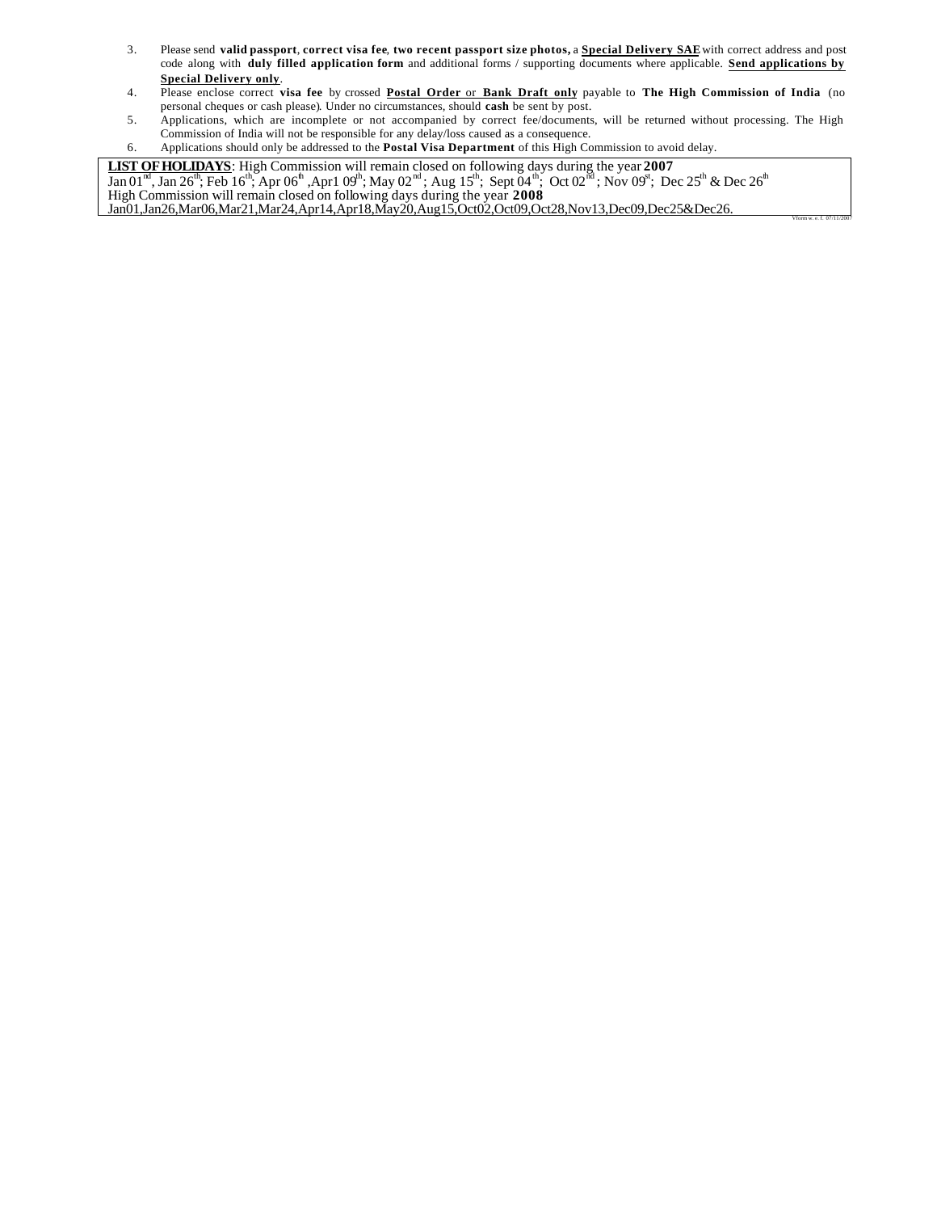3. Please send **valid passport**, **correct visa fee**, **two recent passport size photos,** a **Special Delivery SAE** with correct address and post code along with **duly filled application form** and additional forms / supporting documents where applicable. **Send applications by Special Delivery only**.
4. Please enclose correct **visa fee** by crossed **Postal Order** or **Bank Draft only** payable to **The High Commission of India** (no personal cheques or cash please). Under no circumstances, should **cash** be sent by post.
5. Applications, which are incomplete or not accompanied by correct fee/documents, will be returned without processing. The High Commission of India will not be responsible for any delay/loss caused as a consequence.
6. Applications should only be addressed to the **Postal Visa Department** of this High Commission to avoid delay.

**LIST OF HOLIDAYS**: High Commission will remain closed on following days during the year **2007**
Jan 01nd, Jan 26th; Feb 16th; Apr 06th ,Apr1 09th; May 02nd ; Aug 15th; Sept 04th; Oct 02nd ; Nov 09st; Dec 25th & Dec 26th
High Commission will remain closed on following days during the year **2008**
Jan01,Jan26,Mar06,Mar21,Mar24,Apr14,Apr18,May20,Aug15,Oct02,Oct09,Oct28,Nov13,Dec09,Dec25&Dec26.

Vform w. e. f. 07/11/2007